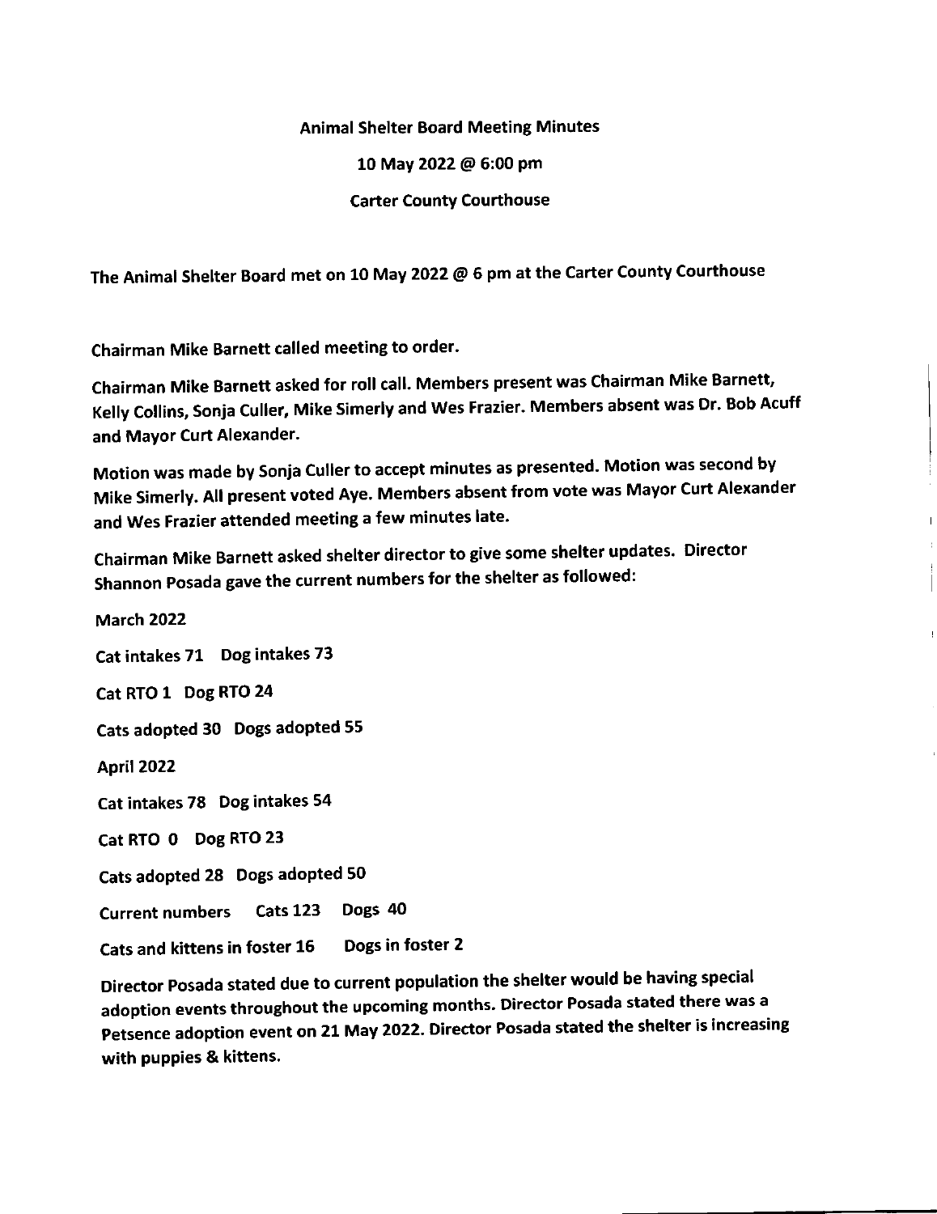Animal Shelter Board Meeting Minutes

10 May 2022 @ 6:00 pm

Carter County Courthouse

The Animal Shelter Board met on 10 May 2022 @ 6 pm at the Carter County Courthouse

Chairman Mike Barnett called meeting to order.

Chairman Mike Barnett asked for roll call. Members present was Chairman Mike Barnett, Kelly Collins, Sonja Culler, Mike Simerly and Wes Frazier. Members absent was Dr. Bob Acuff and Mayor Curt Alexander.

Motion was made by Sonja Culler to accept minutes as presented. Motion was second by Mike Simerly. All present voted Aye. Members absent from vote was Mayor Curt Alexander and Wes Frazier attended meeting a few minutes late.

Chairman Mike Barnett asked shelter director to give some shelter updates. Director Shannon Posada gave the current numbers for the shelter as followed:

March 2022

Cat intakes 71 Dog intakes 73

Cat RTO 1 Dog RTO 24

Cats adopted 30 Dogs adopted 55

April 2022

Cat intakes 78 Dog intakes 54

Cat RTO 0 Dog RTO 23

Cats adopted 28 Dogs adopted 50

Current numbers Cats 123 Dogs 40

Cats and kittens in foster 16 Dogs in foster 2

Director Posada stated due to current population the shelter would be having special adoption events throughout the upcoming months. Director Posada stated there was a Petsence adoption event on 21 May 2022. Director Posada stated the shelter is increasing with puppies & kittens.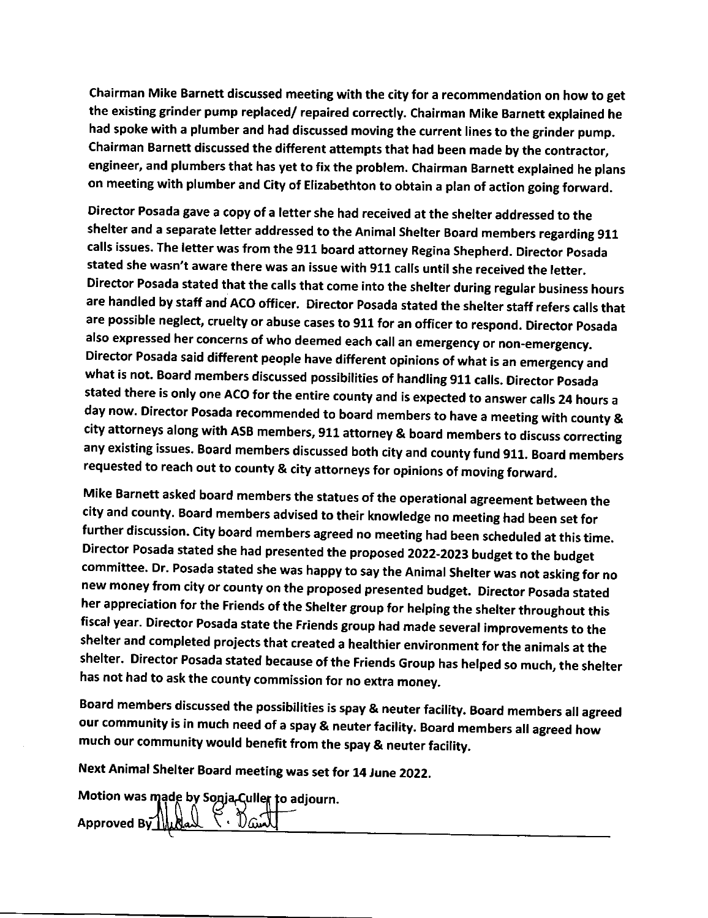Chairman Mike Barnett discussed meeting with the city for a recommendation on how to get the existing grinder pump replaced/ repaired correctly. Chairman Mike Barnett explained he had spoke with a plumber and had discussed moving the current lines to the grinder pump. Chairman Barnett discussed the different attempts that had been made by the contractor, engineer, and plumbers that has yet to fix the problem. Chairman Barnett explained he plans on meeting with plumber and City of Elizabethton to obtain a plan of action going forward.

Director Posada gave a copy of a letter she had received at the shelter addressed to the shelter and a separate letter addressed to the Animal Shelter Board members regarding 911 calls issues. The letter was from the 911 board attorney Regina Shepherd. Director Posada stated she wasn't aware there was an issue with 911 calls until she received the letter. Director Posada stated that the calls that come into the shelter during regular business hours are handled by staff and ACO officer. Director Posada stated the shelter staff refers calls that are possible neglect, cruelty or abuse cases to 911 for an officer to respond. Director Posada also expressed her concerns of who deemed each call an emergency or non-emergency. Director Posada said different people have different opinions of what is an emergency and what is not. Board members discussed possibilities of handling 911 calls. Director Posada stated there is only one ACO for the entire county and is expected to answer calls 24 hours a day now. Director Posada recommended to board members to have a meeting with county & city attorneys along with ASB members, 911 attorney & board members to discuss correcting any existing issues. Board members discussed both city and county fund 911. Board members requested to reach out to county & city attorneys for opinions of moving forward.

Mike Barnett asked board members the statues of the operational agreement between the city and county. Board members advised to their knowledge no meeting had been set for further discussion. City board members agreed no meeting had been scheduled at this time. Director Posada stated she had presented the proposed 2022-2023 budget to the budget committee. Dr. Posada stated she was happy to say the Animal Shelter was not asking for no new money from city or county on the proposed presented budget. Director Posada stated her appreciation for the Friends of the Shelter group for helping the shelter throughout this fiscal year. Director Posada state the Friends group had made several improvements to the shelter and completed projects that created a healthier environment for the animals at the shelter. Director Posada stated because of the Friends Group has helped so much, the shelter has not had to ask the county commission for no extra money.

Board members discussed the possibilities is spay & neuter facility. Board members all agreed our community is in much need of a spay & neuter facility. Board members all agreed how much our community would benefit from the spay & neuter facility.

Next Animal Shelter Board meeting was set for 14 June 2022.

Motion was made by Sonja Culler to adjourn.

Approved By [signature]